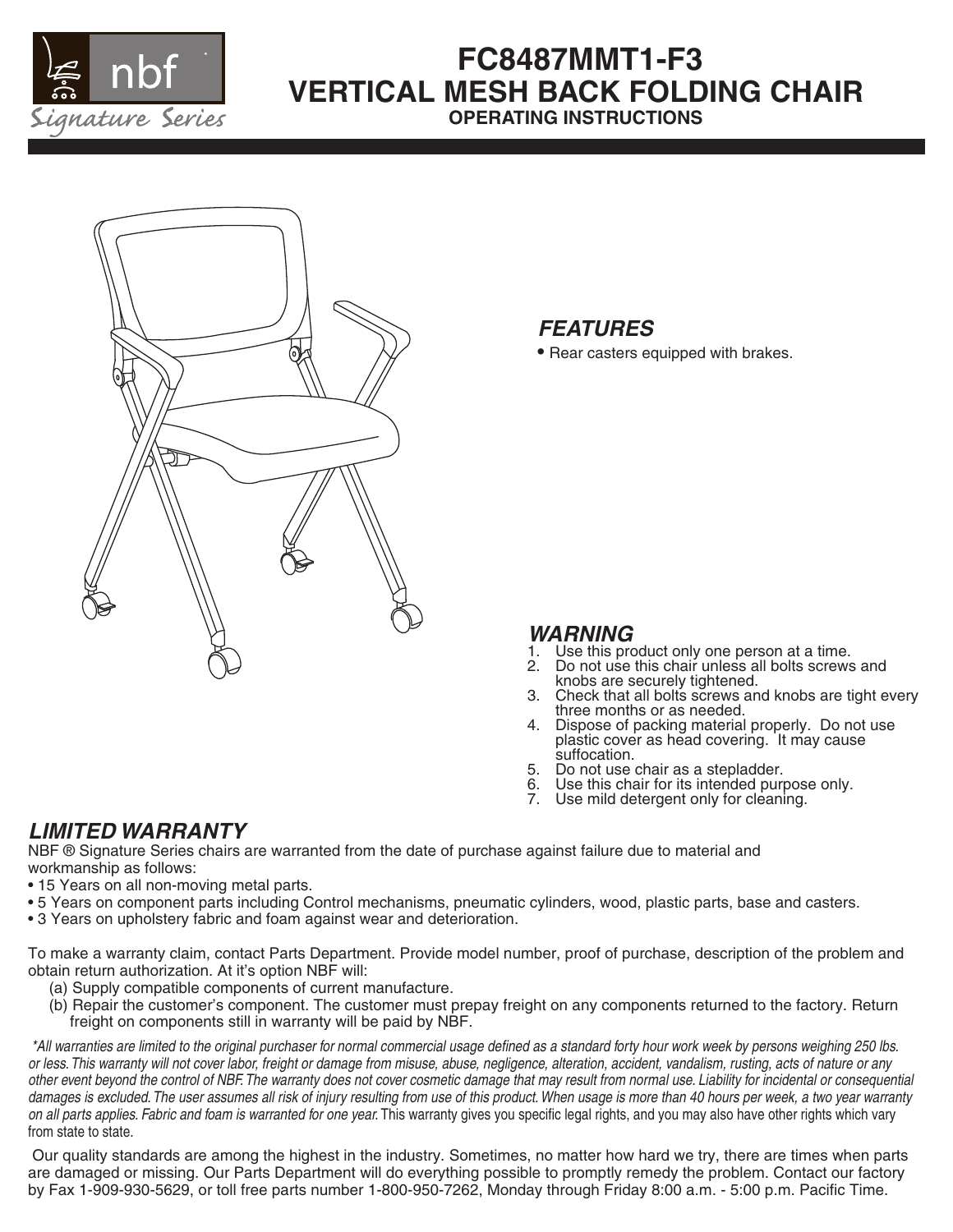# FC8487MMT1-F3
# VERTICAL MESH BACK FOLDING CHAIR
**OPERATING INSTRUCTIONS**

nbf
Signature Series

## *FEATURES*

- Rear casters equipped with brakes.

## *WARNING*

1. Use this product only one person at a time.
2. Do not use this chair unless all bolts screws and knobs are securely tightened.
3. Check that all bolts screws and knobs are tight every three months or as needed.
4. Dispose of packing material properly. Do not use plastic cover as head covering. It may cause suffocation.
5. Do not use chair as a stepladder.
6. Use this chair for its intended purpose only.
7. Use mild detergent only for cleaning.

## *LIMITED WARRANTY*

NBF ® Signature Series chairs are warranted from the date of purchase against failure due to material and workmanship as follows:

- 15 Years on all non-moving metal parts.
- 5 Years on component parts including Control mechanisms, pneumatic cylinders, wood, plastic parts, base and casters.
- 3 Years on upholstery fabric and foam against wear and deterioration.

To make a warranty claim, contact Parts Department. Provide model number, proof of purchase, description of the problem and obtain return authorization. At it's option NBF will:

(a) Supply compatible components of current manufacture.

(b) Repair the customer's component. The customer must prepay freight on any components returned to the factory. Return freight on components still in warranty will be paid by NBF.

*\*All warranties are limited to the original purchaser for normal commercial usage defined as a standard forty hour work week by persons weighing 250 lbs. or less. This warranty will not cover labor, freight or damage from misuse, abuse, negligence, alteration, accident, vandalism, rusting, acts of nature or any other event beyond the control of NBF. The warranty does not cover cosmetic damage that may result from normal use. Liability for incidental or consequential damages is excluded. The user assumes all risk of injury resulting from use of this product. When usage is more than 40 hours per week, a two year warranty on all parts applies. Fabric and foam is warranted for one year.* This warranty gives you specific legal rights, and you may also have other rights which vary from state to state.

Our quality standards are among the highest in the industry. Sometimes, no matter how hard we try, there are times when parts are damaged or missing. Our Parts Department will do everything possible to promptly remedy the problem. Contact our factory by Fax 1-909-930-5629, or toll free parts number 1-800-950-7262, Monday through Friday 8:00 a.m. - 5:00 p.m. Pacific Time.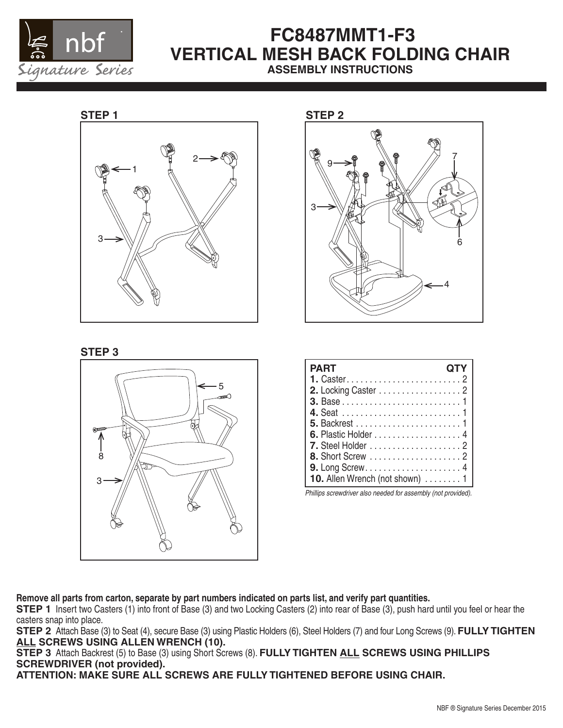# FC8487MMT1-F3
# VERTICAL MESH BACK FOLDING CHAIR
## ASSEMBLY INSTRUCTIONS

**STEP 1**

**STEP 2**

**STEP 3**

| PART | QTY |
|---|---|
| **1.** Caster | 2 |
| **2.** Locking Caster | 2 |
| **3.** Base | 1 |
| **4.** Seat | 1 |
| **5.** Backrest | 1 |
| **6.** Plastic Holder | 4 |
| **7.** Steel Holder | 2 |
| **8.** Short Screw | 2 |
| **9.** Long Screw | 4 |
| **10.** Allen Wrench (not shown) | 1 |

*Phillips screwdriver also needed for assembly (not provided).*

**Remove all parts from carton, separate by part numbers indicated on parts list, and verify part quantities.**

**STEP 1** Insert two Casters (1) into front of Base (3) and two Locking Casters (2) into rear of Base (3), push hard until you feel or hear the casters snap into place.

**STEP 2** Attach Base (3) to Seat (4), secure Base (3) using Plastic Holders (6), Steel Holders (7) and four Long Screws (9). **FULLY TIGHTEN ALL SCREWS USING ALLEN WRENCH (10).**

**STEP 3** Attach Backrest (5) to Base (3) using Short Screws (8). **FULLY TIGHTEN ALL SCREWS USING PHILLIPS SCREWDRIVER (not provided).**

**ATTENTION: MAKE SURE ALL SCREWS ARE FULLY TIGHTENED BEFORE USING CHAIR.**

NBF ® Signature Series December 2015